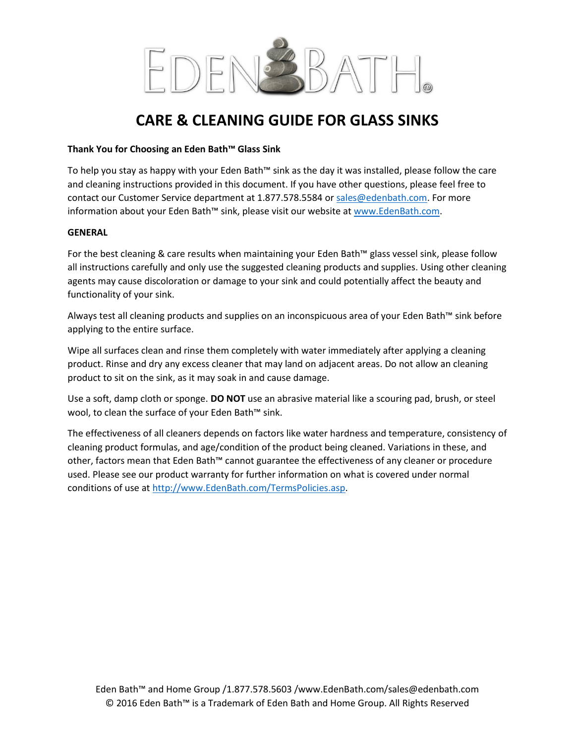# CARE & CLEANING GUIDE FOR GLASS SINKS

**Thank You for Choosing an Eden Bath™ Glass Sink**

To help you stay as happy with your Eden Bath™ sink as the day it was installed, please follow the care and cleaning instructions provided in this document. If you have other questions, please feel free to contact our Customer Service department at 1.877.578.5584 or sales@edenbath.com. For more information about your Eden Bath™ sink, please visit our website at www.EdenBath.com.

**GENERAL**

For the best cleaning & care results when maintaining your Eden Bath™ glass vessel sink, please follow all instructions carefully and only use the suggested cleaning products and supplies. Using other cleaning agents may cause discoloration or damage to your sink and could potentially affect the beauty and functionality of your sink.

Always test all cleaning products and supplies on an inconspicuous area of your Eden Bath™ sink before applying to the entire surface.

Wipe all surfaces clean and rinse them completely with water immediately after applying a cleaning product. Rinse and dry any excess cleaner that may land on adjacent areas. Do not allow an cleaning product to sit on the sink, as it may soak in and cause damage.

Use a soft, damp cloth or sponge. **DO NOT** use an abrasive material like a scouring pad, brush, or steel wool, to clean the surface of your Eden Bath™ sink.

The effectiveness of all cleaners depends on factors like water hardness and temperature, consistency of cleaning product formulas, and age/condition of the product being cleaned. Variations in these, and other, factors mean that Eden Bath™ cannot guarantee the effectiveness of any cleaner or procedure used. Please see our product warranty for further information on what is covered under normal conditions of use at http://www.EdenBath.com/TermsPolicies.asp.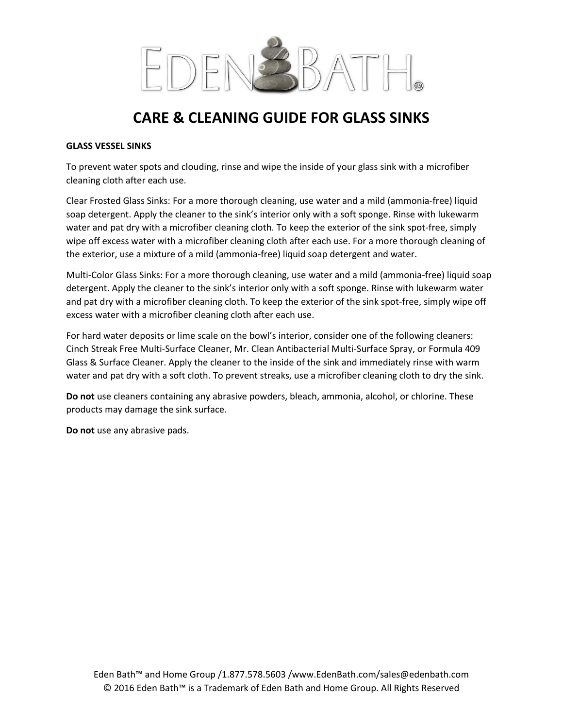# CARE & CLEANING GUIDE FOR GLASS SINKS

**GLASS VESSEL SINKS**

To prevent water spots and clouding, rinse and wipe the inside of your glass sink with a microfiber cleaning cloth after each use.

Clear Frosted Glass Sinks: For a more thorough cleaning, use water and a mild (ammonia-free) liquid soap detergent. Apply the cleaner to the sink's interior only with a soft sponge. Rinse with lukewarm water and pat dry with a microfiber cleaning cloth. To keep the exterior of the sink spot-free, simply wipe off excess water with a microfiber cleaning cloth after each use. For a more thorough cleaning of the exterior, use a mixture of a mild (ammonia-free) liquid soap detergent and water.

Multi-Color Glass Sinks: For a more thorough cleaning, use water and a mild (ammonia-free) liquid soap detergent. Apply the cleaner to the sink's interior only with a soft sponge. Rinse with lukewarm water and pat dry with a microfiber cleaning cloth. To keep the exterior of the sink spot-free, simply wipe off excess water with a microfiber cleaning cloth after each use.

For hard water deposits or lime scale on the bowl's interior, consider one of the following cleaners: Cinch Streak Free Multi-Surface Cleaner, Mr. Clean Antibacterial Multi-Surface Spray, or Formula 409 Glass & Surface Cleaner. Apply the cleaner to the inside of the sink and immediately rinse with warm water and pat dry with a soft cloth. To prevent streaks, use a microfiber cleaning cloth to dry the sink.

**Do not** use cleaners containing any abrasive powders, bleach, ammonia, alcohol, or chlorine. These products may damage the sink surface.

**Do not** use any abrasive pads.

Eden Bath™ and Home Group /1.877.578.5603 /www.EdenBath.com/sales@edenbath.com
© 2016 Eden Bath™ is a Trademark of Eden Bath and Home Group. All Rights Reserved